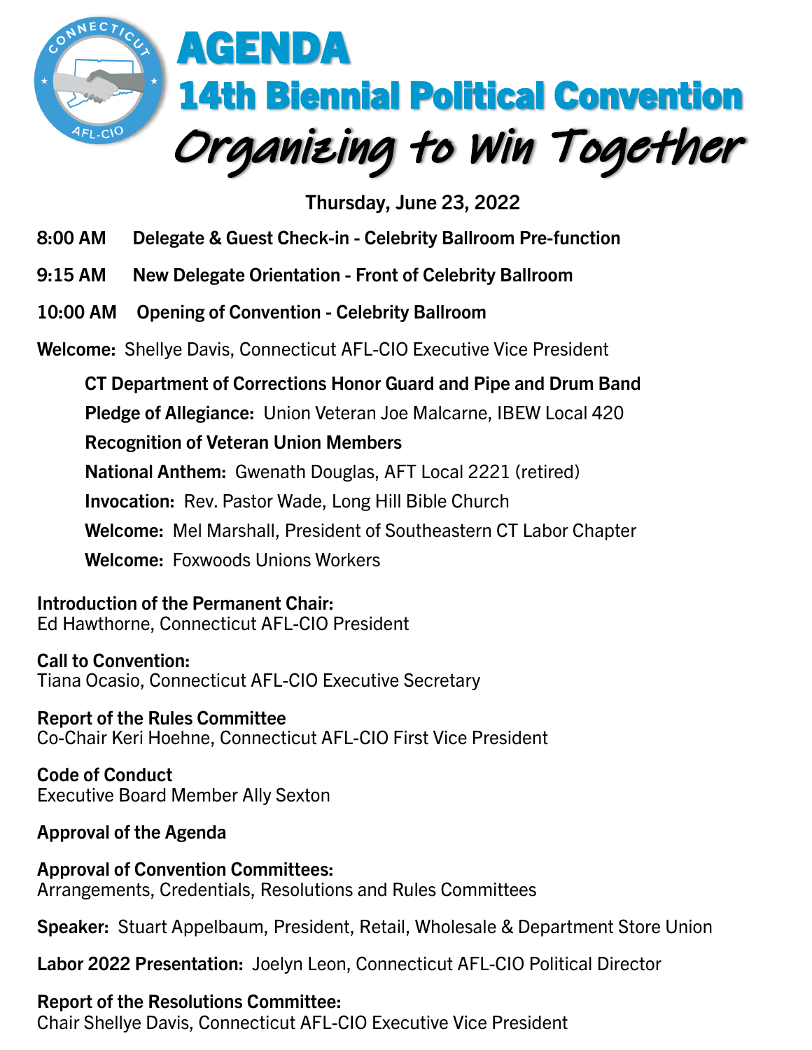# AGENDA

## 14th Biennial Political Convention

## Organizing to Win Together

**Thursday, June 23, 2022**

**8:00 AM Delegate & Guest Check-in - Celebrity Ballroom Pre-function**

**9:15 AM New Delegate Orientation - Front of Celebrity Ballroom**

**10:00 AM Opening of Convention - Celebrity Ballroom**

**Welcome:** Shellye Davis, Connecticut AFL-CIO Executive Vice President

- **CT Department of Corrections Honor Guard and Pipe and Drum Band**
- **Pledge of Allegiance:** Union Veteran Joe Malcarne, IBEW Local 420
- **Recognition of Veteran Union Members**
- **National Anthem:** Gwenath Douglas, AFT Local 2221 (retired)
- **Invocation:** Rev. Pastor Wade, Long Hill Bible Church
- **Welcome:** Mel Marshall, President of Southeastern CT Labor Chapter
- **Welcome:** Foxwoods Unions Workers

**Introduction of the Permanent Chair:**
Ed Hawthorne, Connecticut AFL-CIO President

**Call to Convention:**
Tiana Ocasio, Connecticut AFL-CIO Executive Secretary

**Report of the Rules Committee**
Co-Chair Keri Hoehne, Connecticut AFL-CIO First Vice President

**Code of Conduct**
Executive Board Member Ally Sexton

**Approval of the Agenda**

**Approval of Convention Committees:**
Arrangements, Credentials, Resolutions and Rules Committees

**Speaker:** Stuart Appelbaum, President, Retail, Wholesale & Department Store Union

**Labor 2022 Presentation:** Joelyn Leon, Connecticut AFL-CIO Political Director

**Report of the Resolutions Committee:**
Chair Shellye Davis, Connecticut AFL-CIO Executive Vice President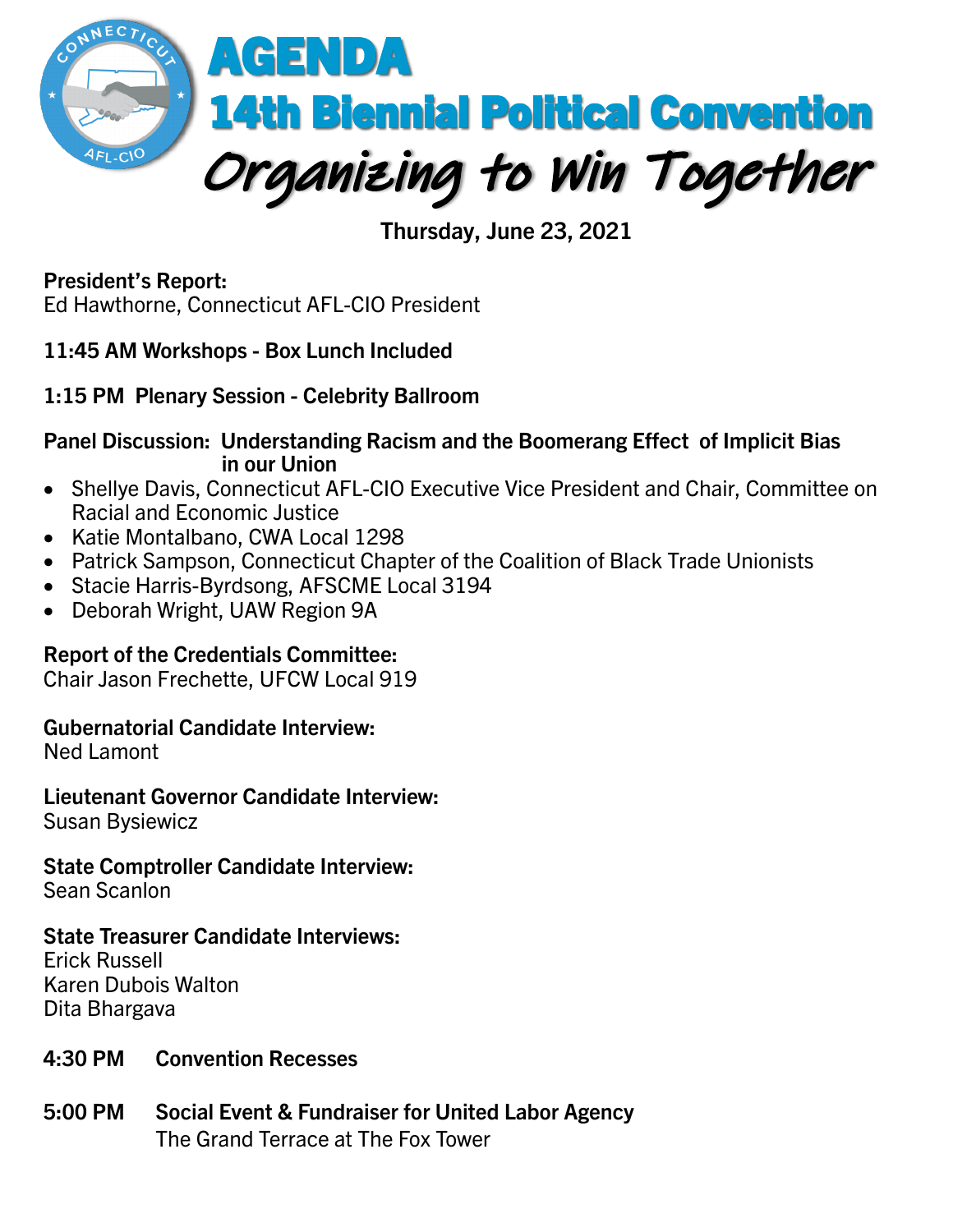# AGENDA

## 14th Biennial Political Convention

## *Organizing to Win Together*

**Thursday, June 23, 2021**

**President's Report:**
Ed Hawthorne, Connecticut AFL-CIO President

**11:45 AM Workshops - Box Lunch Included**

**1:15 PM Plenary Session - Celebrity Ballroom**

**Panel Discussion: Understanding Racism and the Boomerang Effect of Implicit Bias in our Union**

- Shellye Davis, Connecticut AFL-CIO Executive Vice President and Chair, Committee on Racial and Economic Justice
- Katie Montalbano, CWA Local 1298
- Patrick Sampson, Connecticut Chapter of the Coalition of Black Trade Unionists
- Stacie Harris-Byrdsong, AFSCME Local 3194
- Deborah Wright, UAW Region 9A

**Report of the Credentials Committee:**
Chair Jason Frechette, UFCW Local 919

**Gubernatorial Candidate Interview:**
Ned Lamont

**Lieutenant Governor Candidate Interview:**
Susan Bysiewicz

**State Comptroller Candidate Interview:**
Sean Scanlon

**State Treasurer Candidate Interviews:**
Erick Russell
Karen Dubois Walton
Dita Bhargava

**4:30 PM Convention Recesses**

**5:00 PM Social Event & Fundraiser for United Labor Agency**
The Grand Terrace at The Fox Tower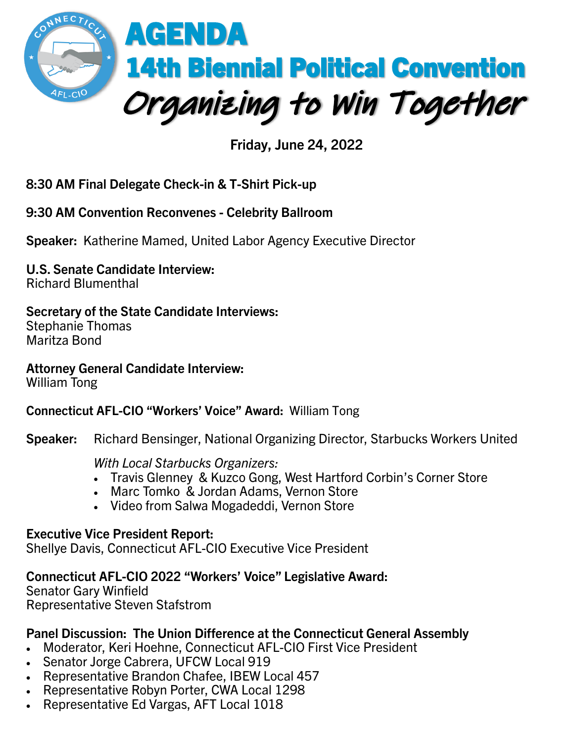# AGENDA

## 14th Biennial Political Convention

## Organizing to Win Together

**Friday, June 24, 2022**

**8:30 AM Final Delegate Check-in & T-Shirt Pick-up**

**9:30 AM Convention Reconvenes - Celebrity Ballroom**

**Speaker:** Katherine Mamed, United Labor Agency Executive Director

**U.S. Senate Candidate Interview:**
Richard Blumenthal

**Secretary of the State Candidate Interviews:**
Stephanie Thomas
Maritza Bond

**Attorney General Candidate Interview:**
William Tong

**Connecticut AFL-CIO "Workers' Voice" Award:** William Tong

**Speaker:** Richard Bensinger, National Organizing Director, Starbucks Workers United

*With Local Starbucks Organizers:*

- Travis Glenney & Kuzco Gong, West Hartford Corbin's Corner Store
- Marc Tomko & Jordan Adams, Vernon Store
- Video from Salwa Mogadeddi, Vernon Store

**Executive Vice President Report:**
Shellye Davis, Connecticut AFL-CIO Executive Vice President

**Connecticut AFL-CIO 2022 "Workers' Voice" Legislative Award:**
Senator Gary Winfield
Representative Steven Stafstrom

**Panel Discussion: The Union Difference at the Connecticut General Assembly**

- Moderator, Keri Hoehne, Connecticut AFL-CIO First Vice President
- Senator Jorge Cabrera, UFCW Local 919
- Representative Brandon Chafee, IBEW Local 457
- Representative Robyn Porter, CWA Local 1298
- Representative Ed Vargas, AFT Local 1018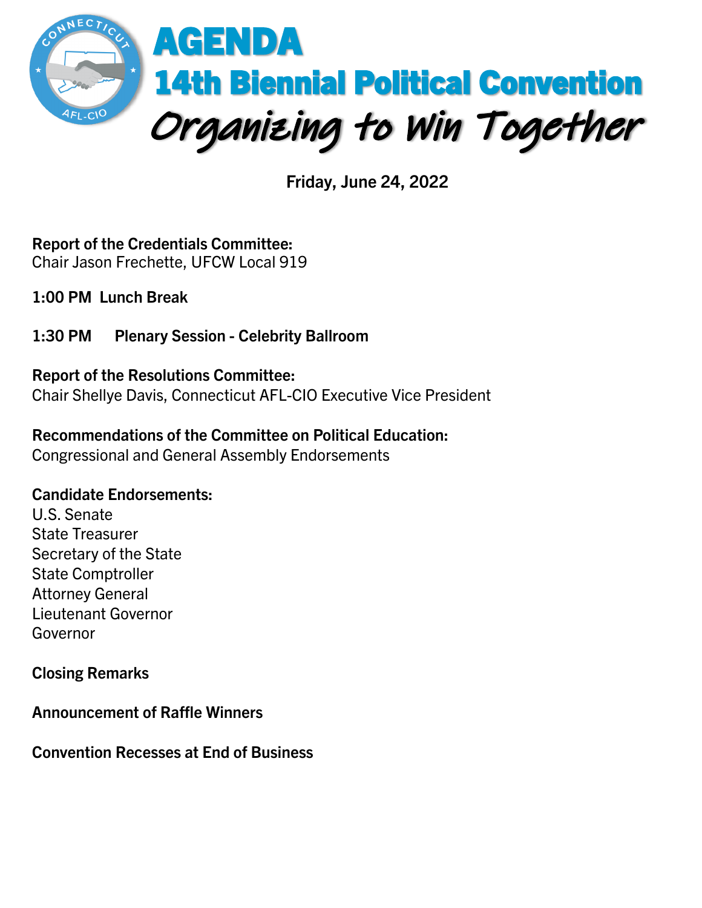# AGENDA

## 14th Biennial Political Convention

## *Organizing to Win Together*

**Friday, June 24, 2022**

**Report of the Credentials Committee:**
Chair Jason Frechette, UFCW Local 919

**1:00 PM Lunch Break**

**1:30 PM Plenary Session - Celebrity Ballroom**

**Report of the Resolutions Committee:**
Chair Shellye Davis, Connecticut AFL-CIO Executive Vice President

**Recommendations of the Committee on Political Education:**
Congressional and General Assembly Endorsements

**Candidate Endorsements:**
U.S. Senate
State Treasurer
Secretary of the State
State Comptroller
Attorney General
Lieutenant Governor
Governor

**Closing Remarks**

**Announcement of Raffle Winners**

**Convention Recesses at End of Business**